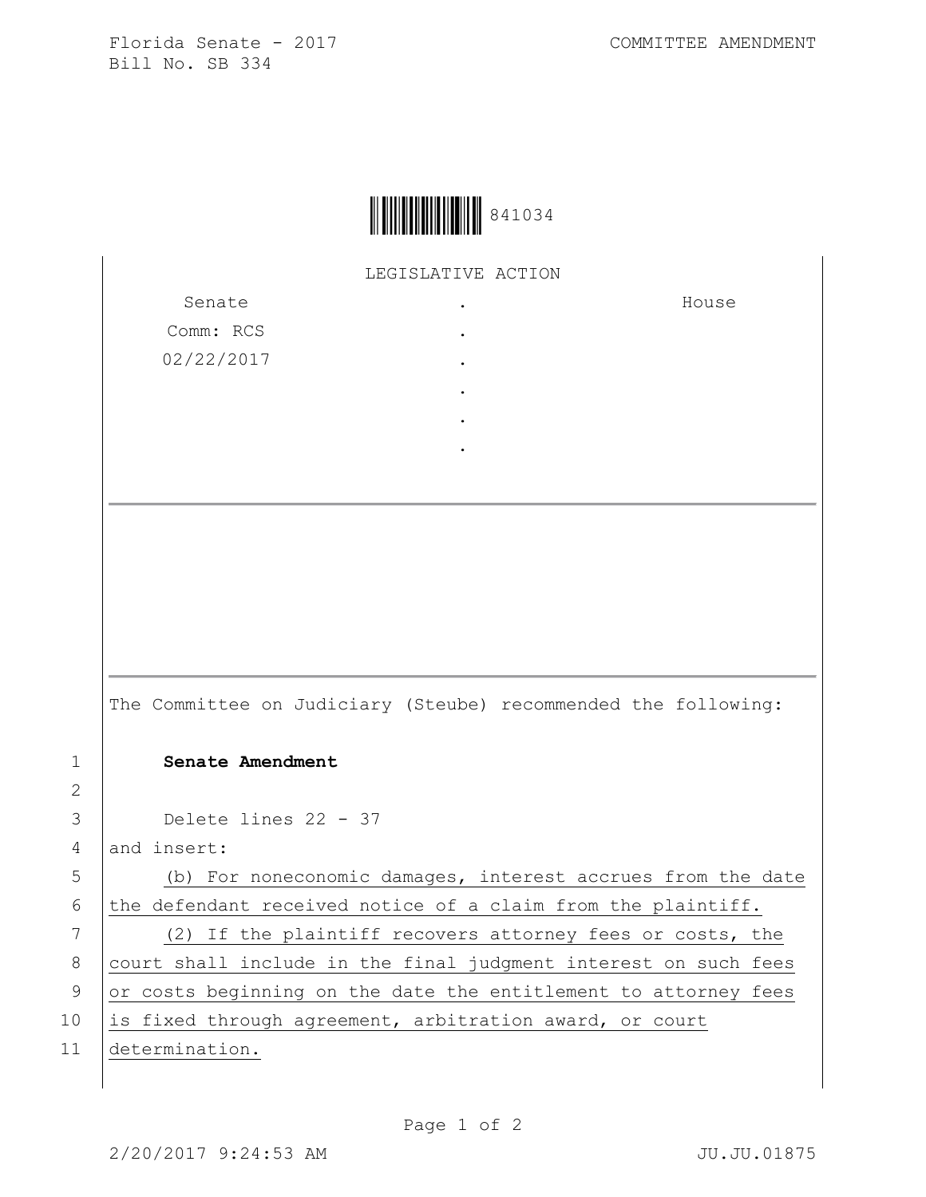Florida Senate - 2017
Bill No. SB 334

COMMITTEE AMENDMENT

841034

LEGISLATIVE ACTION

| Senate | . | House |
| --- | --- | --- |
| Comm: RCS | . | |
| 02/22/2017 | . | |
| | . | |
| | . | |
| | . | |

The Committee on Judiciary (Steube) recommended the following:

1 **Senate Amendment**

2

3 Delete lines 22 - 37

4 and insert:

5 (b) For noneconomic damages, interest accrues from the date

6 the defendant received notice of a claim from the plaintiff.

7 (2) If the plaintiff recovers attorney fees or costs, the

8 court shall include in the final judgment interest on such fees

9 or costs beginning on the date the entitlement to attorney fees

10 is fixed through agreement, arbitration award, or court

11 determination.

2/20/2017 9:24:53 AM JU.JU.01875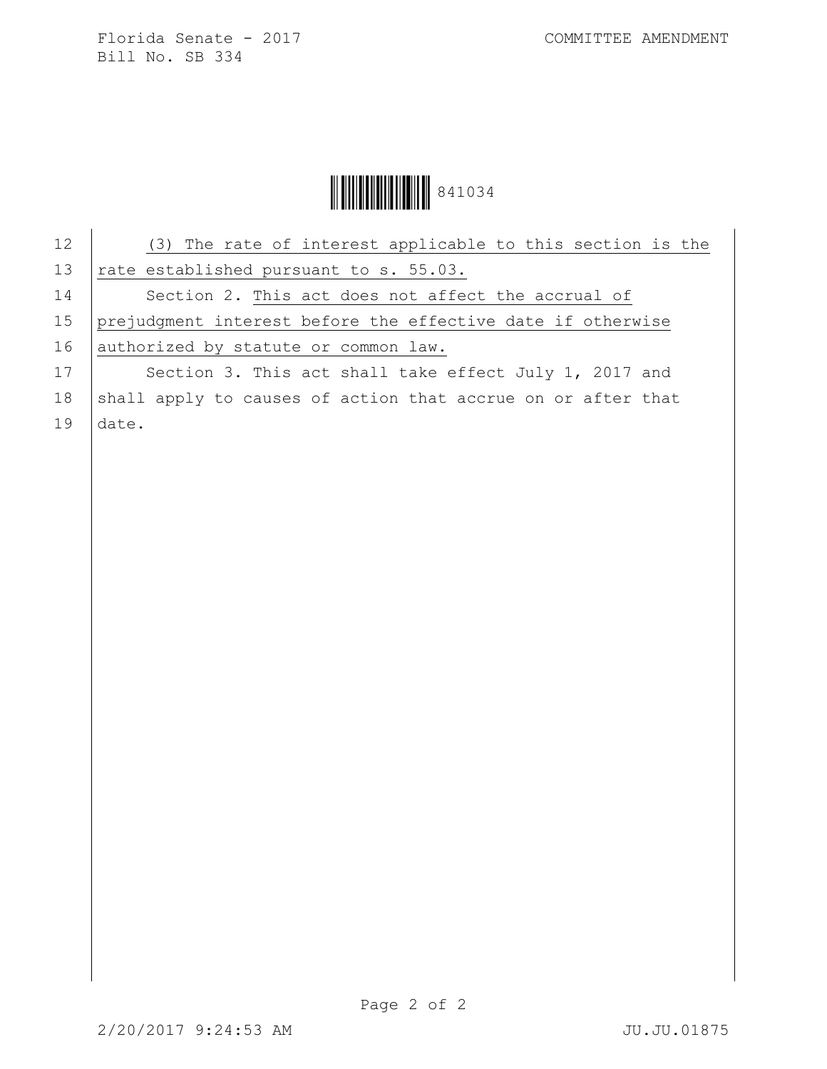(3) The rate of interest applicable to this section is the rate established pursuant to s. 55.03.

Section 2. This act does not affect the accrual of prejudgment interest before the effective date if otherwise authorized by statute or common law.

Section 3. This act shall take effect July 1, 2017 and shall apply to causes of action that accrue on or after that date.